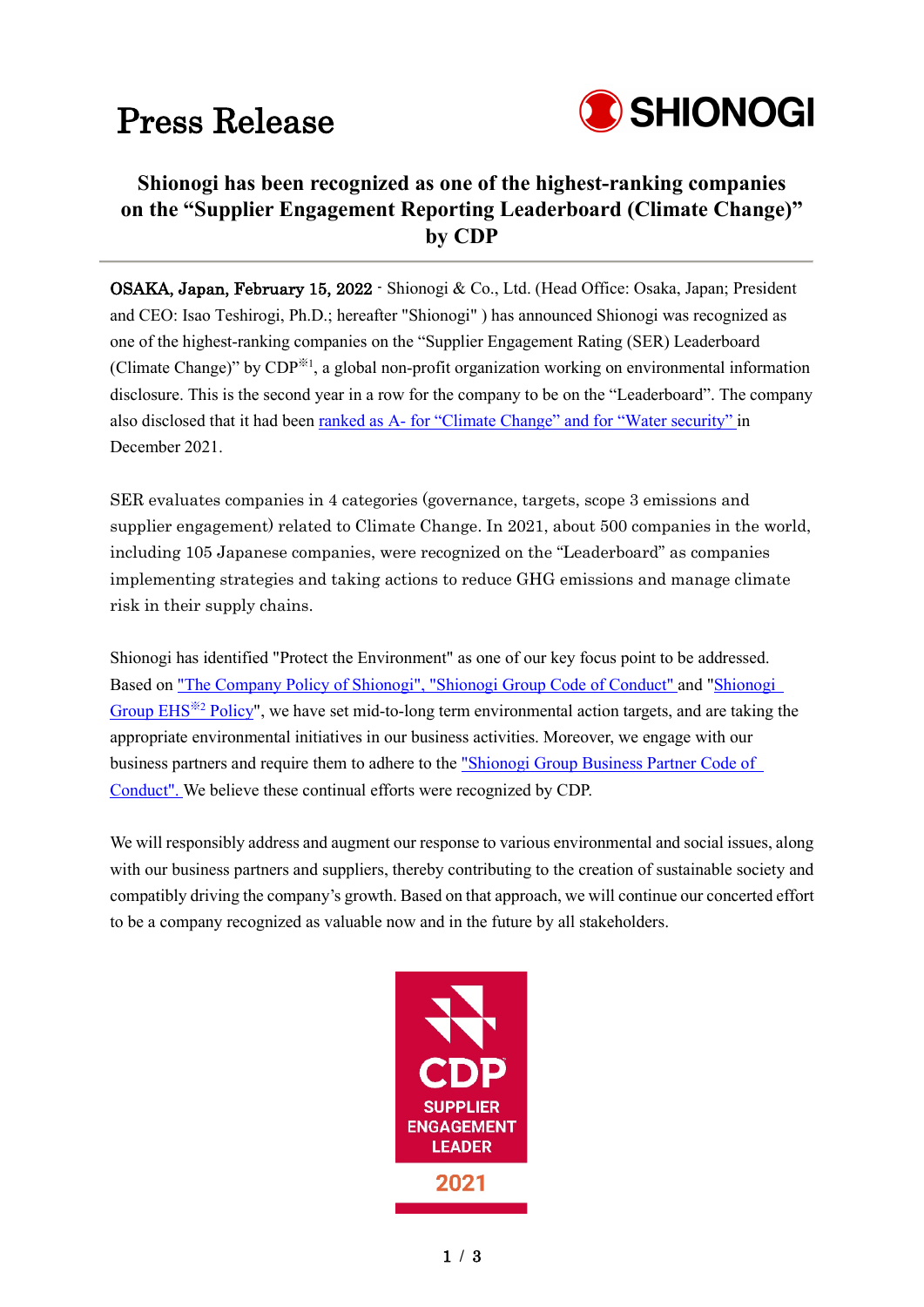# Press Release

SHIONOGI

## Shionogi has been recognized as one of the highest-ranking companies on the "Supplier Engagement Reporting Leaderboard (Climate Change)" by CDP

**OSAKA, Japan, February 15, 2022** - Shionogi & Co., Ltd. (Head Office: Osaka, Japan; President and CEO: Isao Teshirogi, Ph.D.; hereafter "Shionogi" ) has announced Shionogi was recognized as one of the highest-ranking companies on the "Supplier Engagement Rating (SER) Leaderboard (Climate Change)" by CDP※1, a global non-profit organization working on environmental information disclosure. This is the second year in a row for the company to be on the "Leaderboard". The company also disclosed that it had been ranked as A- for "Climate Change" and for "Water security" in December 2021.

SER evaluates companies in 4 categories (governance, targets, scope 3 emissions and supplier engagement) related to Climate Change. In 2021, about 500 companies in the world, including 105 Japanese companies, were recognized on the "Leaderboard" as companies implementing strategies and taking actions to reduce GHG emissions and manage climate risk in their supply chains.

Shionogi has identified "Protect the Environment" as one of our key focus point to be addressed. Based on "The Company Policy of Shionogi", "Shionogi Group Code of Conduct" and "Shionogi Group EHS※2 Policy", we have set mid-to-long term environmental action targets, and are taking the appropriate environmental initiatives in our business activities. Moreover, we engage with our business partners and require them to adhere to the "Shionogi Group Business Partner Code of Conduct". We believe these continual efforts were recognized by CDP.

We will responsibly address and augment our response to various environmental and social issues, along with our business partners and suppliers, thereby contributing to the creation of sustainable society and compatibly driving the company's growth. Based on that approach, we will continue our concerted effort to be a company recognized as valuable now and in the future by all stakeholders.

CDP
SUPPLIER ENGAGEMENT LEADER
2021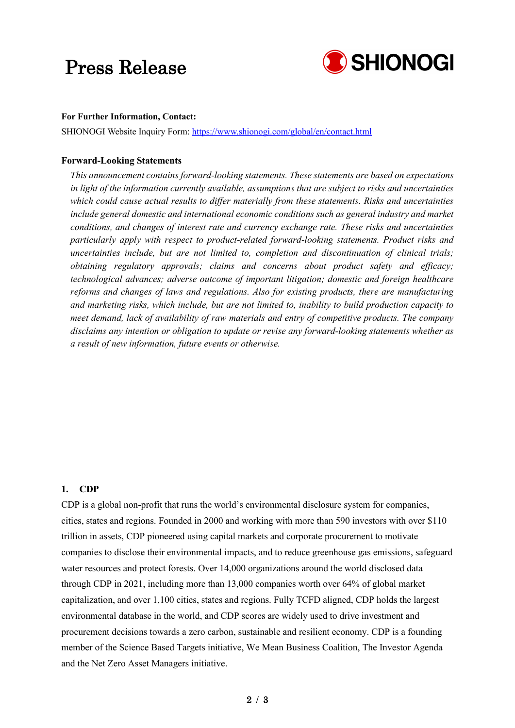**For Further Information, Contact:**

SHIONOGI Website Inquiry Form: [https://www.shionogi.com/global/en/contact.html](https://www.shionogi.com/global/en/contact.html)

**Forward-Looking Statements**

*This announcement contains forward-looking statements. These statements are based on expectations in light of the information currently available, assumptions that are subject to risks and uncertainties which could cause actual results to differ materially from these statements. Risks and uncertainties include general domestic and international economic conditions such as general industry and market conditions, and changes of interest rate and currency exchange rate. These risks and uncertainties particularly apply with respect to product-related forward-looking statements. Product risks and uncertainties include, but are not limited to, completion and discontinuation of clinical trials; obtaining regulatory approvals; claims and concerns about product safety and efficacy; technological advances; adverse outcome of important litigation; domestic and foreign healthcare reforms and changes of laws and regulations. Also for existing products, there are manufacturing and marketing risks, which include, but are not limited to, inability to build production capacity to meet demand, lack of availability of raw materials and entry of competitive products. The company disclaims any intention or obligation to update or revise any forward-looking statements whether as a result of new information, future events or otherwise.*

**1. CDP**

CDP is a global non-profit that runs the world's environmental disclosure system for companies, cities, states and regions. Founded in 2000 and working with more than 590 investors with over $110 trillion in assets, CDP pioneered using capital markets and corporate procurement to motivate companies to disclose their environmental impacts, and to reduce greenhouse gas emissions, safeguard water resources and protect forests. Over 14,000 organizations around the world disclosed data through CDP in 2021, including more than 13,000 companies worth over 64% of global market capitalization, and over 1,100 cities, states and regions. Fully TCFD aligned, CDP holds the largest environmental database in the world, and CDP scores are widely used to drive investment and procurement decisions towards a zero carbon, sustainable and resilient economy. CDP is a founding member of the Science Based Targets initiative, We Mean Business Coalition, The Investor Agenda and the Net Zero Asset Managers initiative.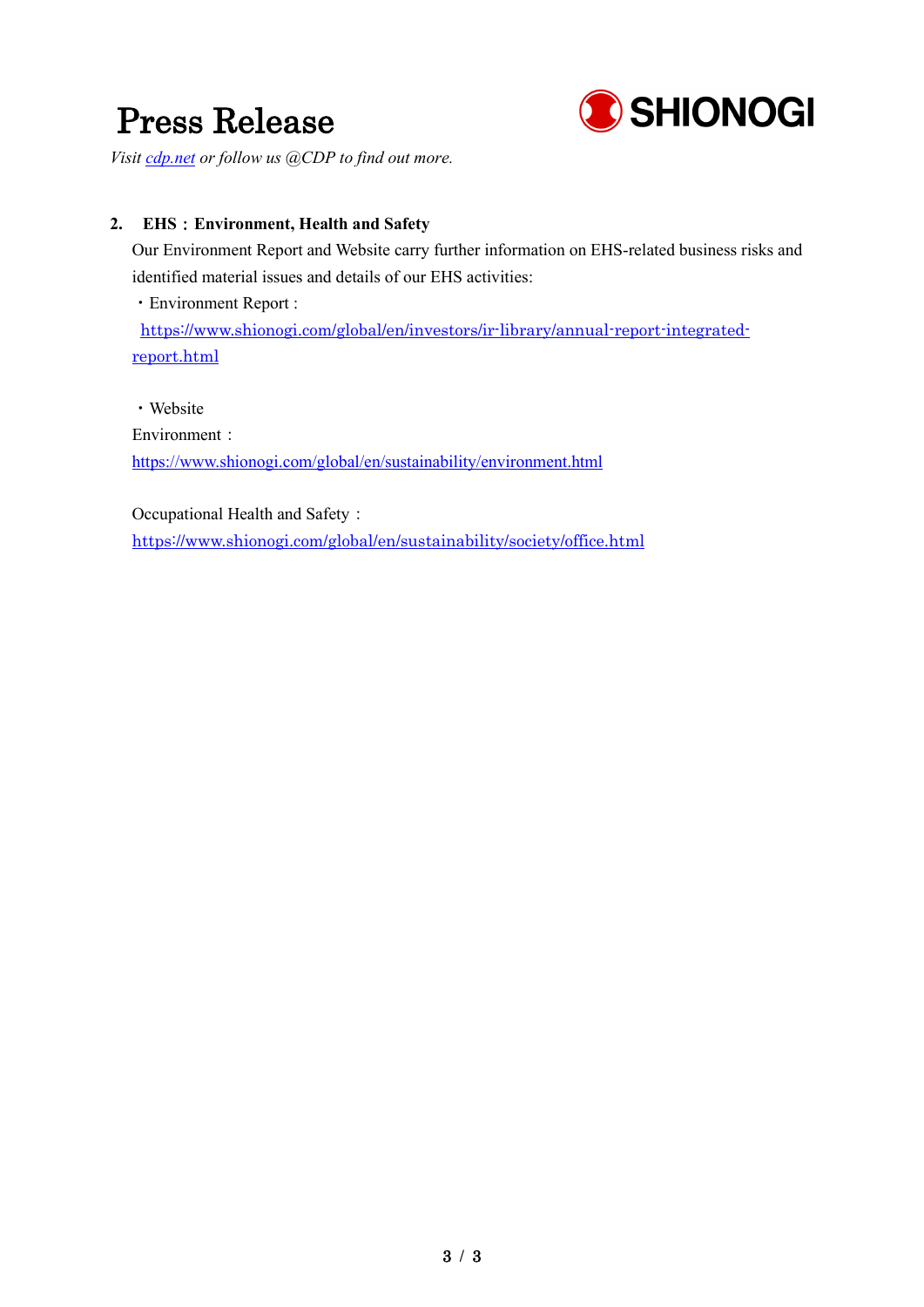*Visit [cdp.net](https://cdp.net) or follow us @CDP to find out more.*

**2. EHS：Environment, Health and Safety**

Our Environment Report and Website carry further information on EHS-related business risks and identified material issues and details of our EHS activities:

・Environment Report :

https://www.shionogi.com/global/en/investors/ir-library/annual-report-integrated-report.html

・Website

Environment：

https://www.shionogi.com/global/en/sustainability/environment.html

Occupational Health and Safety：

https://www.shionogi.com/global/en/sustainability/society/office.html